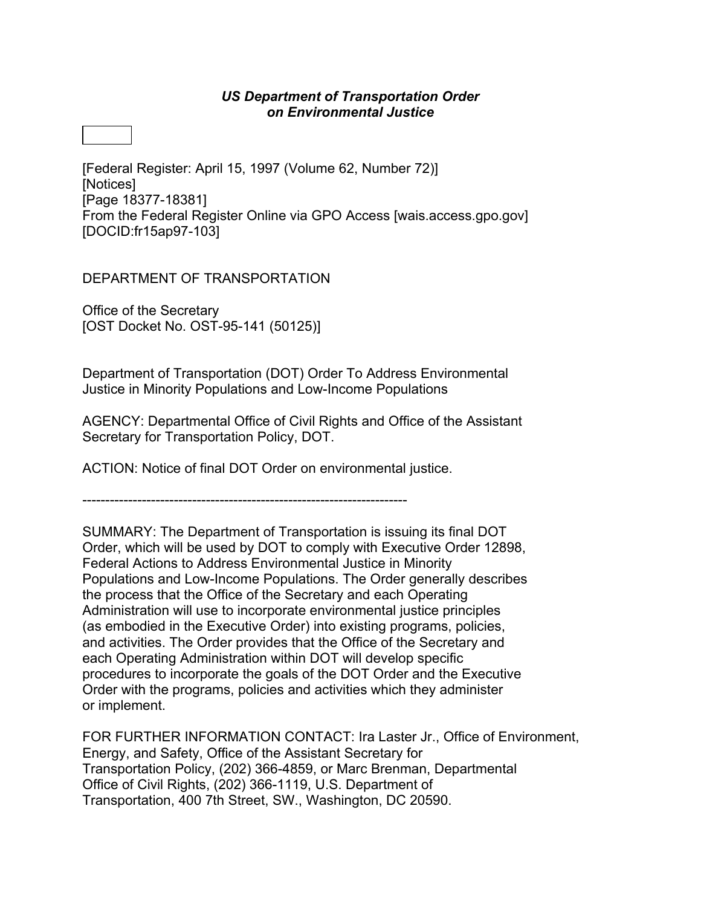***US Department of Transportation Order on Environmental Justice***

[Federal Register: April 15, 1997 (Volume 62, Number 72)]
[Notices]
[Page 18377-18381]
From the Federal Register Online via GPO Access [wais.access.gpo.gov]
[DOCID:fr15ap97-103]

DEPARTMENT OF TRANSPORTATION

Office of the Secretary
[OST Docket No. OST-95-141 (50125)]

Department of Transportation (DOT) Order To Address Environmental Justice in Minority Populations and Low-Income Populations

AGENCY: Departmental Office of Civil Rights and Office of the Assistant Secretary for Transportation Policy, DOT.

ACTION: Notice of final DOT Order on environmental justice.

-----------------------------------------------------------------------

SUMMARY: The Department of Transportation is issuing its final DOT Order, which will be used by DOT to comply with Executive Order 12898, Federal Actions to Address Environmental Justice in Minority Populations and Low-Income Populations. The Order generally describes the process that the Office of the Secretary and each Operating Administration will use to incorporate environmental justice principles (as embodied in the Executive Order) into existing programs, policies, and activities. The Order provides that the Office of the Secretary and each Operating Administration within DOT will develop specific procedures to incorporate the goals of the DOT Order and the Executive Order with the programs, policies and activities which they administer or implement.

FOR FURTHER INFORMATION CONTACT: Ira Laster Jr., Office of Environment, Energy, and Safety, Office of the Assistant Secretary for Transportation Policy, (202) 366-4859, or Marc Brenman, Departmental Office of Civil Rights, (202) 366-1119, U.S. Department of Transportation, 400 7th Street, SW., Washington, DC 20590.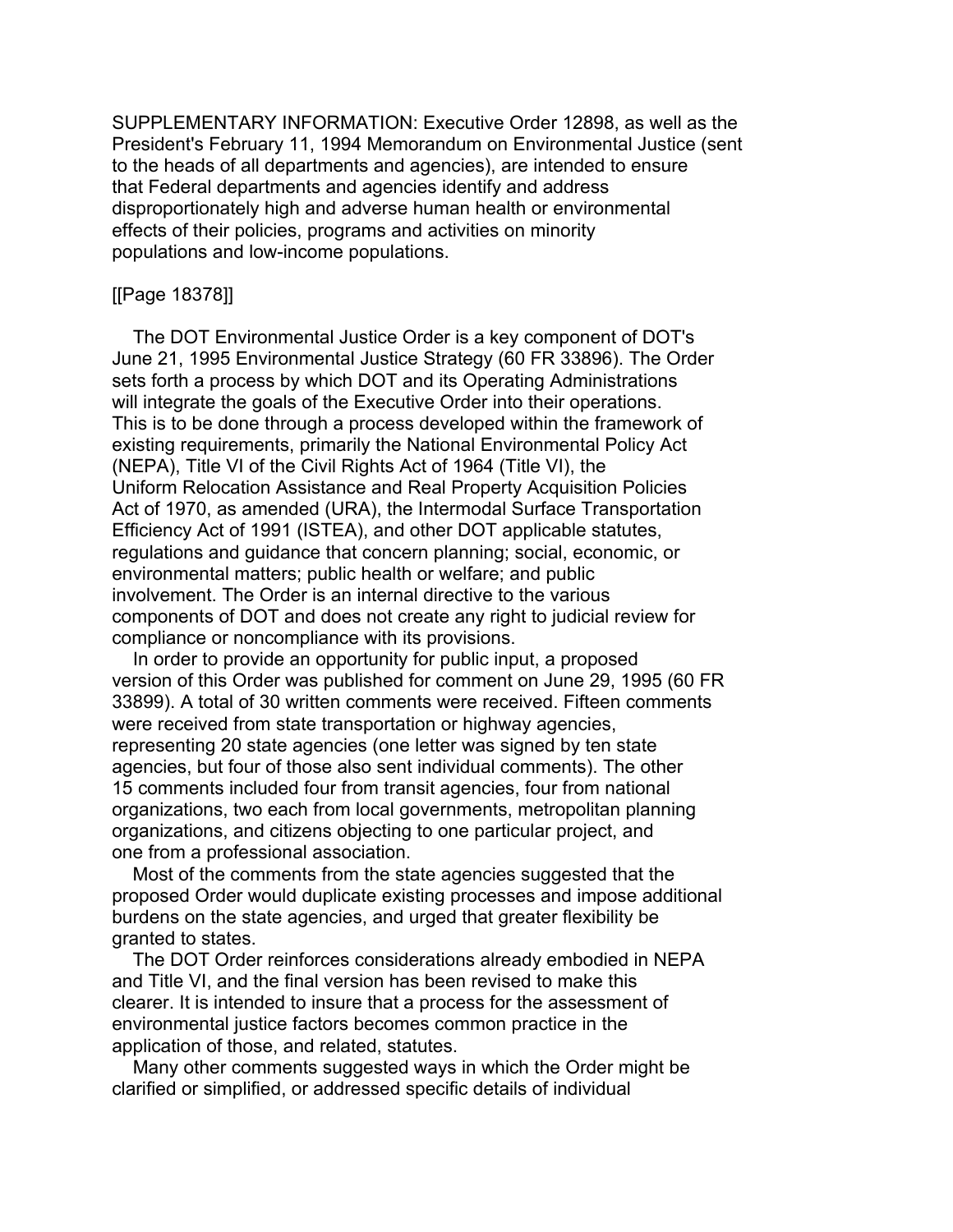SUPPLEMENTARY INFORMATION: Executive Order 12898, as well as the President's February 11, 1994 Memorandum on Environmental Justice (sent to the heads of all departments and agencies), are intended to ensure that Federal departments and agencies identify and address disproportionately high and adverse human health or environmental effects of their policies, programs and activities on minority populations and low-income populations.

[[Page 18378]]

The DOT Environmental Justice Order is a key component of DOT's June 21, 1995 Environmental Justice Strategy (60 FR 33896). The Order sets forth a process by which DOT and its Operating Administrations will integrate the goals of the Executive Order into their operations. This is to be done through a process developed within the framework of existing requirements, primarily the National Environmental Policy Act (NEPA), Title VI of the Civil Rights Act of 1964 (Title VI), the Uniform Relocation Assistance and Real Property Acquisition Policies Act of 1970, as amended (URA), the Intermodal Surface Transportation Efficiency Act of 1991 (ISTEA), and other DOT applicable statutes, regulations and guidance that concern planning; social, economic, or environmental matters; public health or welfare; and public involvement. The Order is an internal directive to the various components of DOT and does not create any right to judicial review for compliance or noncompliance with its provisions.

In order to provide an opportunity for public input, a proposed version of this Order was published for comment on June 29, 1995 (60 FR 33899). A total of 30 written comments were received. Fifteen comments were received from state transportation or highway agencies, representing 20 state agencies (one letter was signed by ten state agencies, but four of those also sent individual comments). The other 15 comments included four from transit agencies, four from national organizations, two each from local governments, metropolitan planning organizations, and citizens objecting to one particular project, and one from a professional association.

Most of the comments from the state agencies suggested that the proposed Order would duplicate existing processes and impose additional burdens on the state agencies, and urged that greater flexibility be granted to states.

The DOT Order reinforces considerations already embodied in NEPA and Title VI, and the final version has been revised to make this clearer. It is intended to insure that a process for the assessment of environmental justice factors becomes common practice in the application of those, and related, statutes.

Many other comments suggested ways in which the Order might be clarified or simplified, or addressed specific details of individual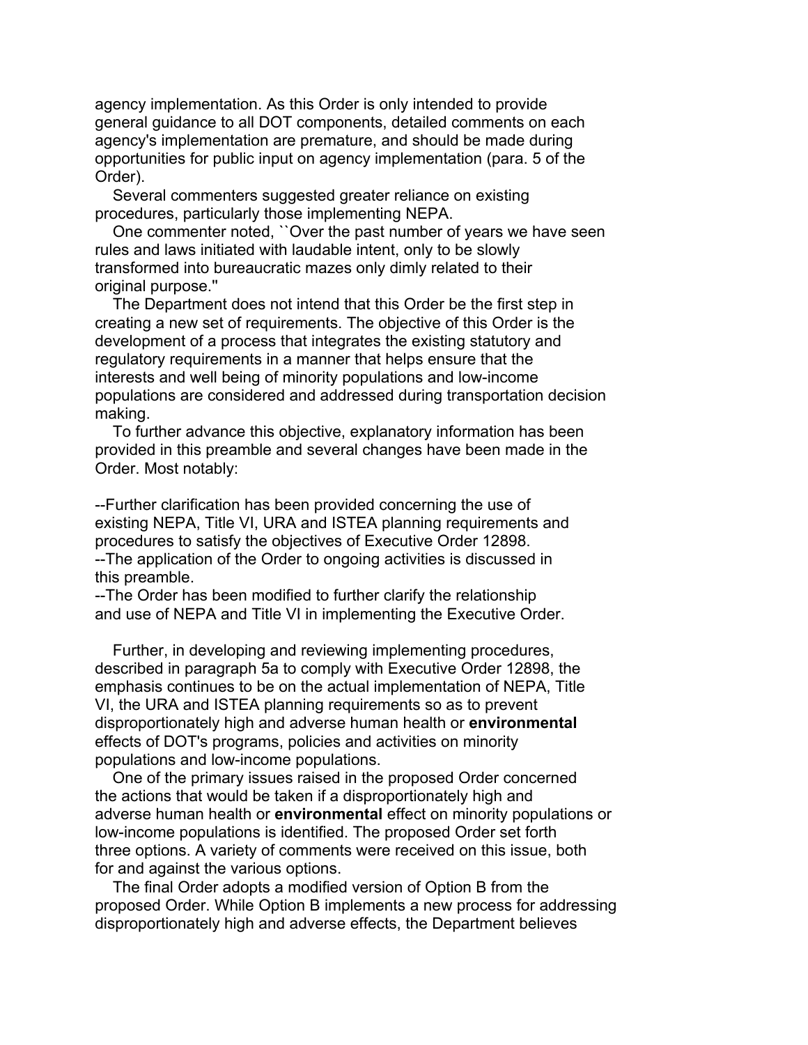agency implementation. As this Order is only intended to provide general guidance to all DOT components, detailed comments on each agency's implementation are premature, and should be made during opportunities for public input on agency implementation (para. 5 of the Order).

Several commenters suggested greater reliance on existing procedures, particularly those implementing NEPA.

One commenter noted, ``Over the past number of years we have seen rules and laws initiated with laudable intent, only to be slowly transformed into bureaucratic mazes only dimly related to their original purpose.''

The Department does not intend that this Order be the first step in creating a new set of requirements. The objective of this Order is the development of a process that integrates the existing statutory and regulatory requirements in a manner that helps ensure that the interests and well being of minority populations and low-income populations are considered and addressed during transportation decision making.

To further advance this objective, explanatory information has been provided in this preamble and several changes have been made in the Order. Most notably:

--Further clarification has been provided concerning the use of existing NEPA, Title VI, URA and ISTEA planning requirements and procedures to satisfy the objectives of Executive Order 12898.
--The application of the Order to ongoing activities is discussed in this preamble.
--The Order has been modified to further clarify the relationship and use of NEPA and Title VI in implementing the Executive Order.

Further, in developing and reviewing implementing procedures, described in paragraph 5a to comply with Executive Order 12898, the emphasis continues to be on the actual implementation of NEPA, Title VI, the URA and ISTEA planning requirements so as to prevent disproportionately high and adverse human health or **environmental** effects of DOT's programs, policies and activities on minority populations and low-income populations.

One of the primary issues raised in the proposed Order concerned the actions that would be taken if a disproportionately high and adverse human health or **environmental** effect on minority populations or low-income populations is identified. The proposed Order set forth three options. A variety of comments were received on this issue, both for and against the various options.

The final Order adopts a modified version of Option B from the proposed Order. While Option B implements a new process for addressing disproportionately high and adverse effects, the Department believes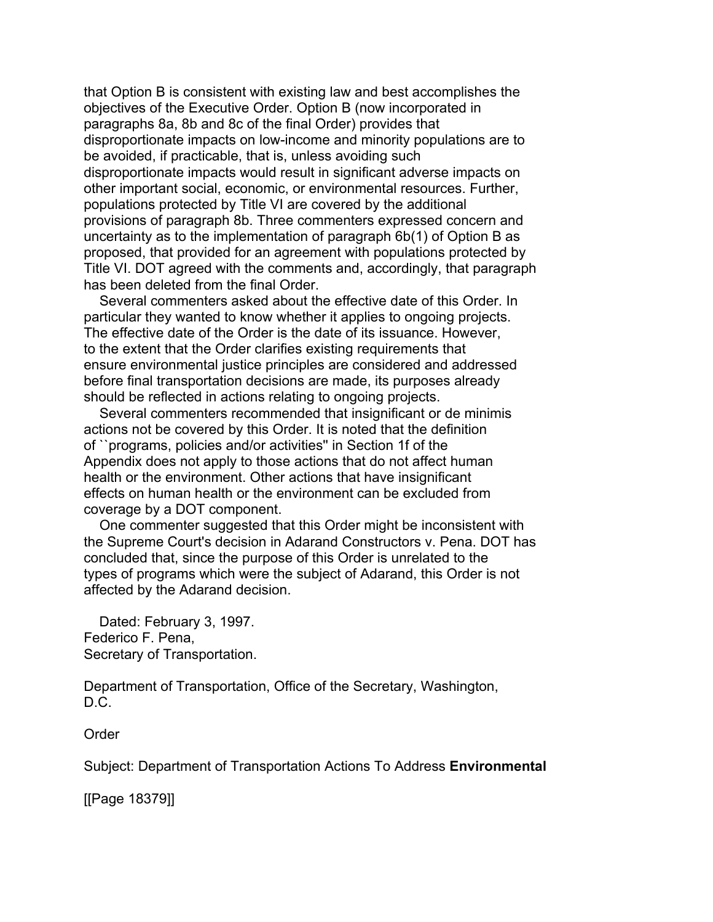that Option B is consistent with existing law and best accomplishes the objectives of the Executive Order. Option B (now incorporated in paragraphs 8a, 8b and 8c of the final Order) provides that disproportionate impacts on low-income and minority populations are to be avoided, if practicable, that is, unless avoiding such disproportionate impacts would result in significant adverse impacts on other important social, economic, or environmental resources. Further, populations protected by Title VI are covered by the additional provisions of paragraph 8b. Three commenters expressed concern and uncertainty as to the implementation of paragraph 6b(1) of Option B as proposed, that provided for an agreement with populations protected by Title VI. DOT agreed with the comments and, accordingly, that paragraph has been deleted from the final Order.

Several commenters asked about the effective date of this Order. In particular they wanted to know whether it applies to ongoing projects. The effective date of the Order is the date of its issuance. However, to the extent that the Order clarifies existing requirements that ensure environmental justice principles are considered and addressed before final transportation decisions are made, its purposes already should be reflected in actions relating to ongoing projects.

Several commenters recommended that insignificant or de minimis actions not be covered by this Order. It is noted that the definition of ``programs, policies and/or activities'' in Section 1f of the Appendix does not apply to those actions that do not affect human health or the environment. Other actions that have insignificant effects on human health or the environment can be excluded from coverage by a DOT component.

One commenter suggested that this Order might be inconsistent with the Supreme Court's decision in Adarand Constructors v. Pena. DOT has concluded that, since the purpose of this Order is unrelated to the types of programs which were the subject of Adarand, this Order is not affected by the Adarand decision.

Dated: February 3, 1997.
Federico F. Pena,
Secretary of Transportation.

Department of Transportation, Office of the Secretary, Washington, D.C.

Order

Subject: Department of Transportation Actions To Address **Environmental**

[[Page 18379]]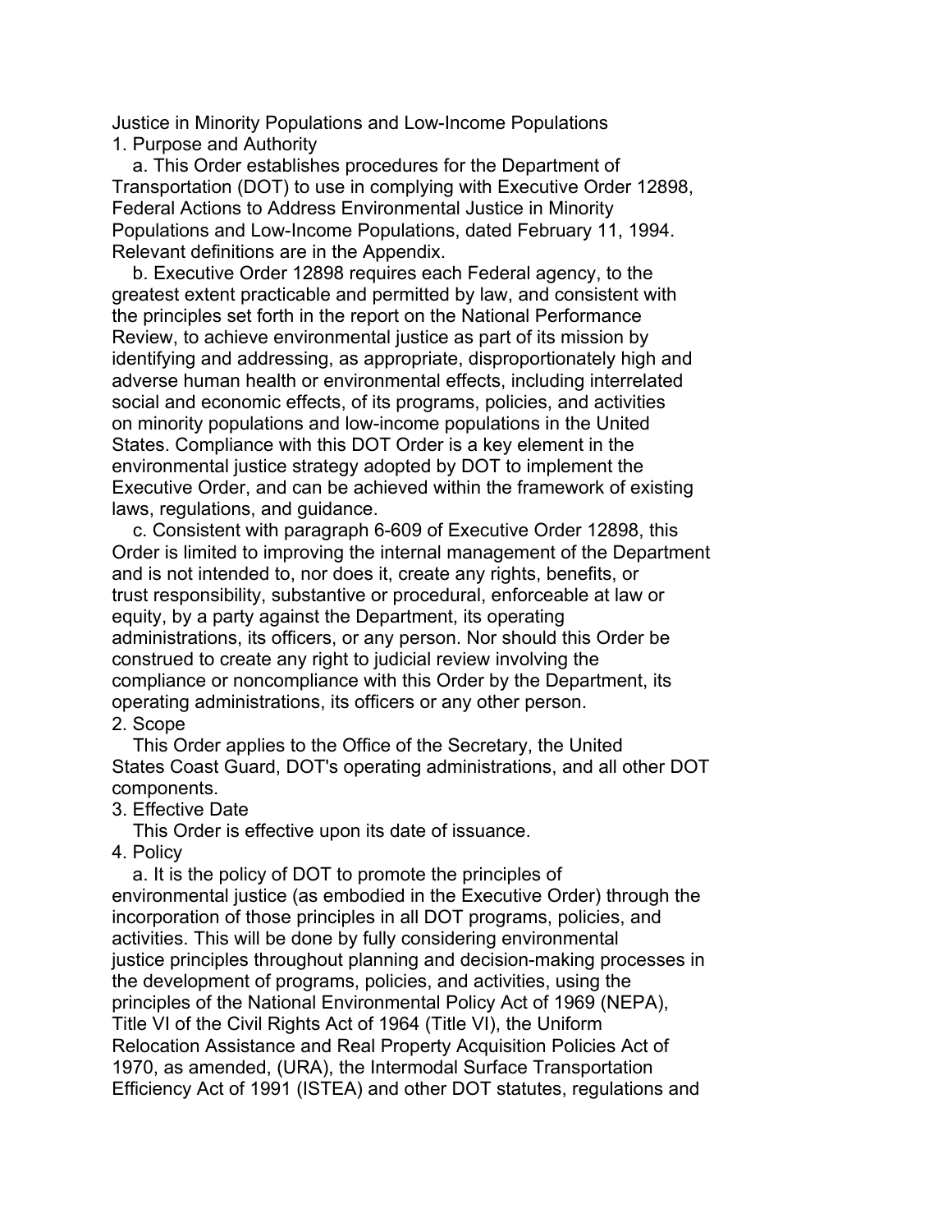Justice in Minority Populations and Low-Income Populations

## 1. Purpose and Authority

a. This Order establishes procedures for the Department of Transportation (DOT) to use in complying with Executive Order 12898, Federal Actions to Address Environmental Justice in Minority Populations and Low-Income Populations, dated February 11, 1994. Relevant definitions are in the Appendix.

b. Executive Order 12898 requires each Federal agency, to the greatest extent practicable and permitted by law, and consistent with the principles set forth in the report on the National Performance Review, to achieve environmental justice as part of its mission by identifying and addressing, as appropriate, disproportionately high and adverse human health or environmental effects, including interrelated social and economic effects, of its programs, policies, and activities on minority populations and low-income populations in the United States. Compliance with this DOT Order is a key element in the environmental justice strategy adopted by DOT to implement the Executive Order, and can be achieved within the framework of existing laws, regulations, and guidance.

c. Consistent with paragraph 6-609 of Executive Order 12898, this Order is limited to improving the internal management of the Department and is not intended to, nor does it, create any rights, benefits, or trust responsibility, substantive or procedural, enforceable at law or equity, by a party against the Department, its operating administrations, its officers, or any person. Nor should this Order be construed to create any right to judicial review involving the compliance or noncompliance with this Order by the Department, its operating administrations, its officers or any other person.

## 2. Scope

This Order applies to the Office of the Secretary, the United States Coast Guard, DOT's operating administrations, and all other DOT components.

## 3. Effective Date

This Order is effective upon its date of issuance.

## 4. Policy

a. It is the policy of DOT to promote the principles of environmental justice (as embodied in the Executive Order) through the incorporation of those principles in all DOT programs, policies, and activities. This will be done by fully considering environmental justice principles throughout planning and decision-making processes in the development of programs, policies, and activities, using the principles of the National Environmental Policy Act of 1969 (NEPA), Title VI of the Civil Rights Act of 1964 (Title VI), the Uniform Relocation Assistance and Real Property Acquisition Policies Act of 1970, as amended, (URA), the Intermodal Surface Transportation Efficiency Act of 1991 (ISTEA) and other DOT statutes, regulations and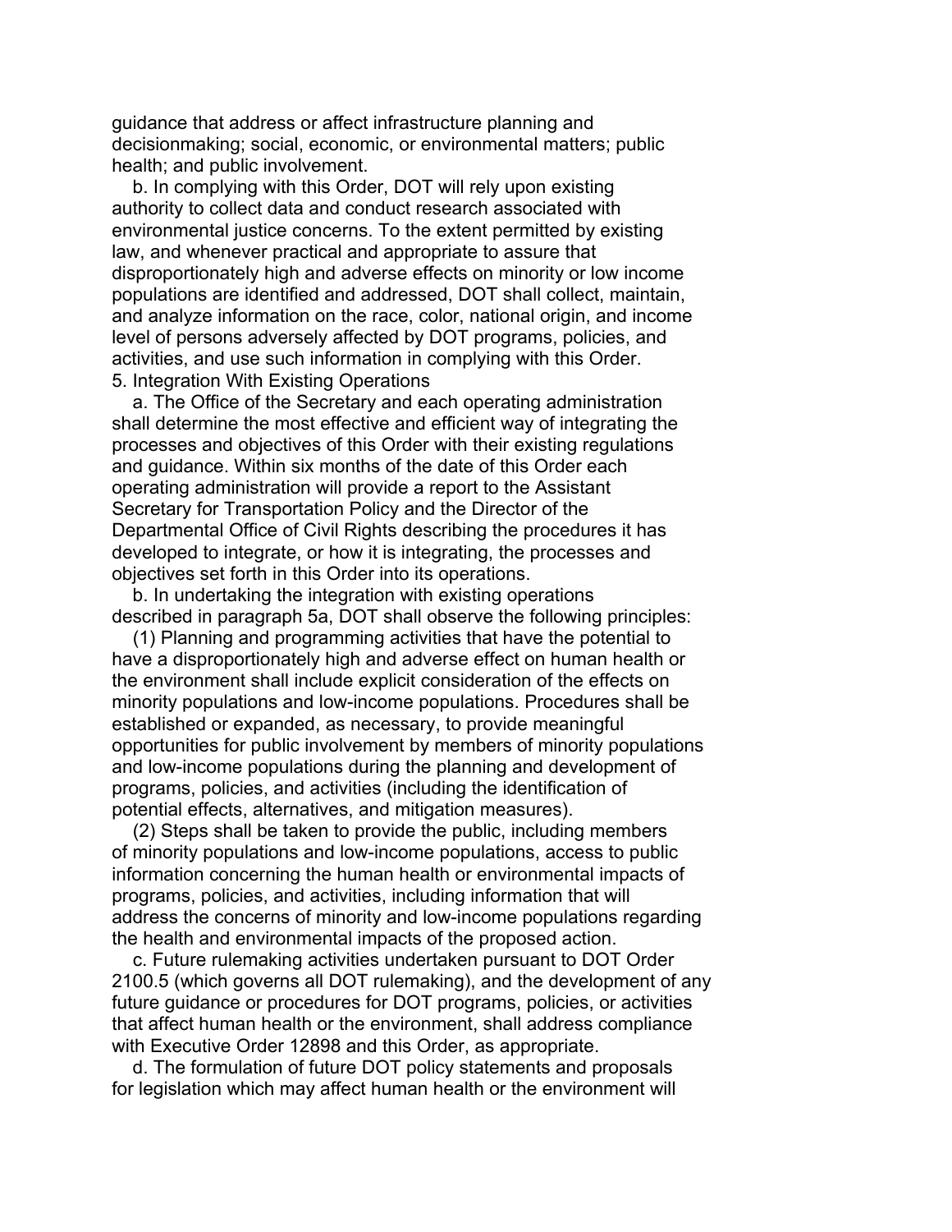guidance that address or affect infrastructure planning and decisionmaking; social, economic, or environmental matters; public health; and public involvement.

b. In complying with this Order, DOT will rely upon existing authority to collect data and conduct research associated with environmental justice concerns. To the extent permitted by existing law, and whenever practical and appropriate to assure that disproportionately high and adverse effects on minority or low income populations are identified and addressed, DOT shall collect, maintain, and analyze information on the race, color, national origin, and income level of persons adversely affected by DOT programs, policies, and activities, and use such information in complying with this Order.

5. Integration With Existing Operations

a. The Office of the Secretary and each operating administration shall determine the most effective and efficient way of integrating the processes and objectives of this Order with their existing regulations and guidance. Within six months of the date of this Order each operating administration will provide a report to the Assistant Secretary for Transportation Policy and the Director of the Departmental Office of Civil Rights describing the procedures it has developed to integrate, or how it is integrating, the processes and objectives set forth in this Order into its operations.

b. In undertaking the integration with existing operations described in paragraph 5a, DOT shall observe the following principles:

(1) Planning and programming activities that have the potential to have a disproportionately high and adverse effect on human health or the environment shall include explicit consideration of the effects on minority populations and low-income populations. Procedures shall be established or expanded, as necessary, to provide meaningful opportunities for public involvement by members of minority populations and low-income populations during the planning and development of programs, policies, and activities (including the identification of potential effects, alternatives, and mitigation measures).

(2) Steps shall be taken to provide the public, including members of minority populations and low-income populations, access to public information concerning the human health or environmental impacts of programs, policies, and activities, including information that will address the concerns of minority and low-income populations regarding the health and environmental impacts of the proposed action.

c. Future rulemaking activities undertaken pursuant to DOT Order 2100.5 (which governs all DOT rulemaking), and the development of any future guidance or procedures for DOT programs, policies, or activities that affect human health or the environment, shall address compliance with Executive Order 12898 and this Order, as appropriate.

d. The formulation of future DOT policy statements and proposals for legislation which may affect human health or the environment will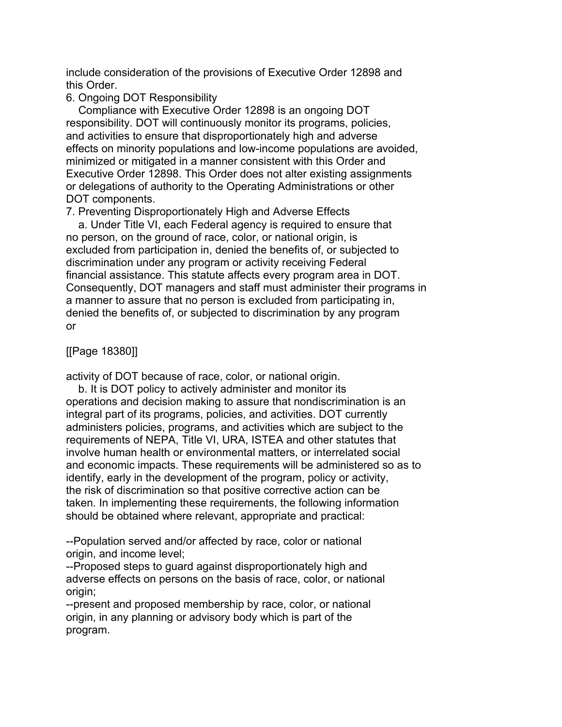include consideration of the provisions of Executive Order 12898 and this Order.

6. Ongoing DOT Responsibility

Compliance with Executive Order 12898 is an ongoing DOT responsibility. DOT will continuously monitor its programs, policies, and activities to ensure that disproportionately high and adverse effects on minority populations and low-income populations are avoided, minimized or mitigated in a manner consistent with this Order and Executive Order 12898. This Order does not alter existing assignments or delegations of authority to the Operating Administrations or other DOT components.

7. Preventing Disproportionately High and Adverse Effects

a. Under Title VI, each Federal agency is required to ensure that no person, on the ground of race, color, or national origin, is excluded from participation in, denied the benefits of, or subjected to discrimination under any program or activity receiving Federal financial assistance. This statute affects every program area in DOT. Consequently, DOT managers and staff must administer their programs in a manner to assure that no person is excluded from participating in, denied the benefits of, or subjected to discrimination by any program or

[[Page 18380]]

activity of DOT because of race, color, or national origin.

b. It is DOT policy to actively administer and monitor its operations and decision making to assure that nondiscrimination is an integral part of its programs, policies, and activities. DOT currently administers policies, programs, and activities which are subject to the requirements of NEPA, Title VI, URA, ISTEA and other statutes that involve human health or environmental matters, or interrelated social and economic impacts. These requirements will be administered so as to identify, early in the development of the program, policy or activity, the risk of discrimination so that positive corrective action can be taken. In implementing these requirements, the following information should be obtained where relevant, appropriate and practical:

--Population served and/or affected by race, color or national origin, and income level;

--Proposed steps to guard against disproportionately high and adverse effects on persons on the basis of race, color, or national origin;

--present and proposed membership by race, color, or national origin, in any planning or advisory body which is part of the program.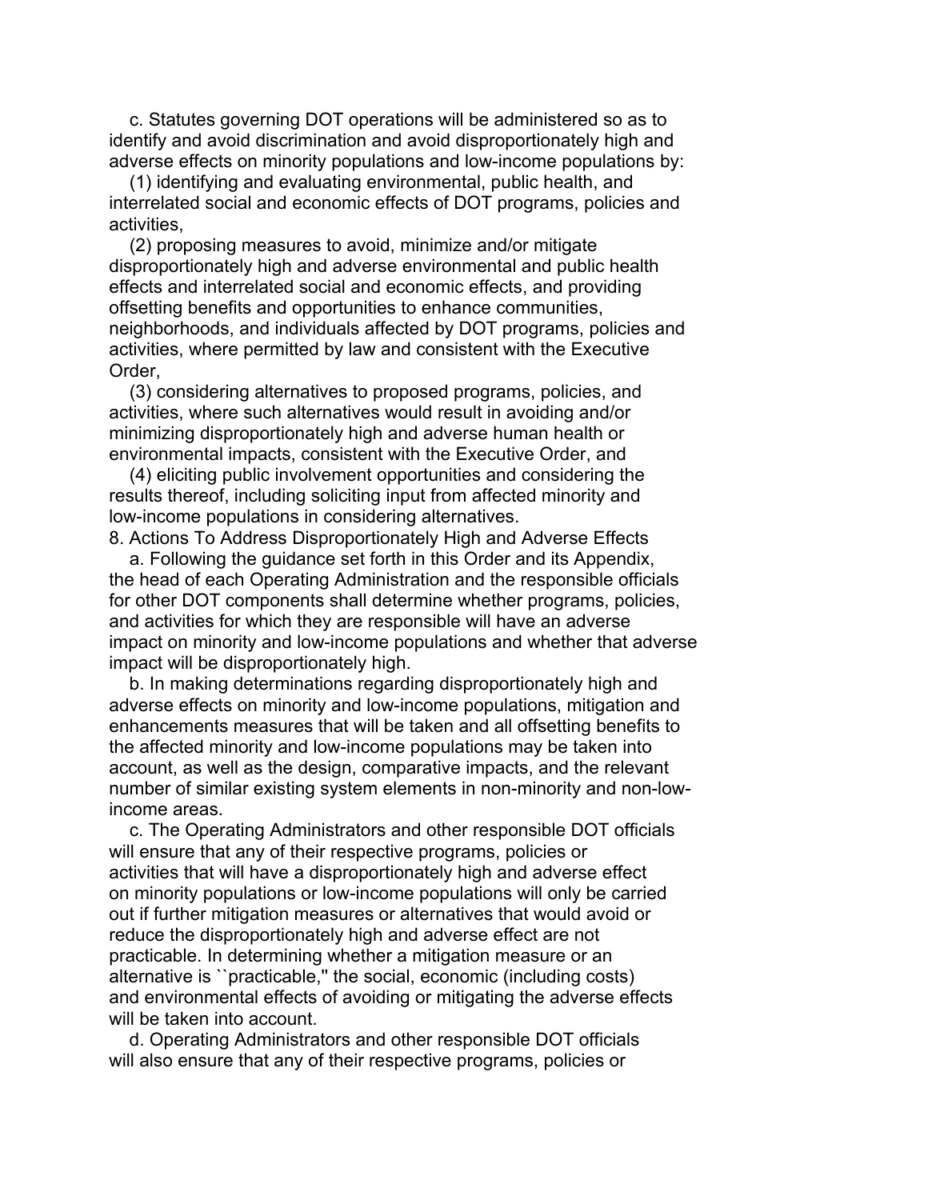c. Statutes governing DOT operations will be administered so as to identify and avoid discrimination and avoid disproportionately high and adverse effects on minority populations and low-income populations by:

(1) identifying and evaluating environmental, public health, and interrelated social and economic effects of DOT programs, policies and activities,

(2) proposing measures to avoid, minimize and/or mitigate disproportionately high and adverse environmental and public health effects and interrelated social and economic effects, and providing offsetting benefits and opportunities to enhance communities, neighborhoods, and individuals affected by DOT programs, policies and activities, where permitted by law and consistent with the Executive Order,

(3) considering alternatives to proposed programs, policies, and activities, where such alternatives would result in avoiding and/or minimizing disproportionately high and adverse human health or environmental impacts, consistent with the Executive Order, and

(4) eliciting public involvement opportunities and considering the results thereof, including soliciting input from affected minority and low-income populations in considering alternatives.

8. Actions To Address Disproportionately High and Adverse Effects

a. Following the guidance set forth in this Order and its Appendix, the head of each Operating Administration and the responsible officials for other DOT components shall determine whether programs, policies, and activities for which they are responsible will have an adverse impact on minority and low-income populations and whether that adverse impact will be disproportionately high.

b. In making determinations regarding disproportionately high and adverse effects on minority and low-income populations, mitigation and enhancements measures that will be taken and all offsetting benefits to the affected minority and low-income populations may be taken into account, as well as the design, comparative impacts, and the relevant number of similar existing system elements in non-minority and non-low-income areas.

c. The Operating Administrators and other responsible DOT officials will ensure that any of their respective programs, policies or activities that will have a disproportionately high and adverse effect on minority populations or low-income populations will only be carried out if further mitigation measures or alternatives that would avoid or reduce the disproportionately high and adverse effect are not practicable. In determining whether a mitigation measure or an alternative is ``practicable,'' the social, economic (including costs) and environmental effects of avoiding or mitigating the adverse effects will be taken into account.

d. Operating Administrators and other responsible DOT officials will also ensure that any of their respective programs, policies or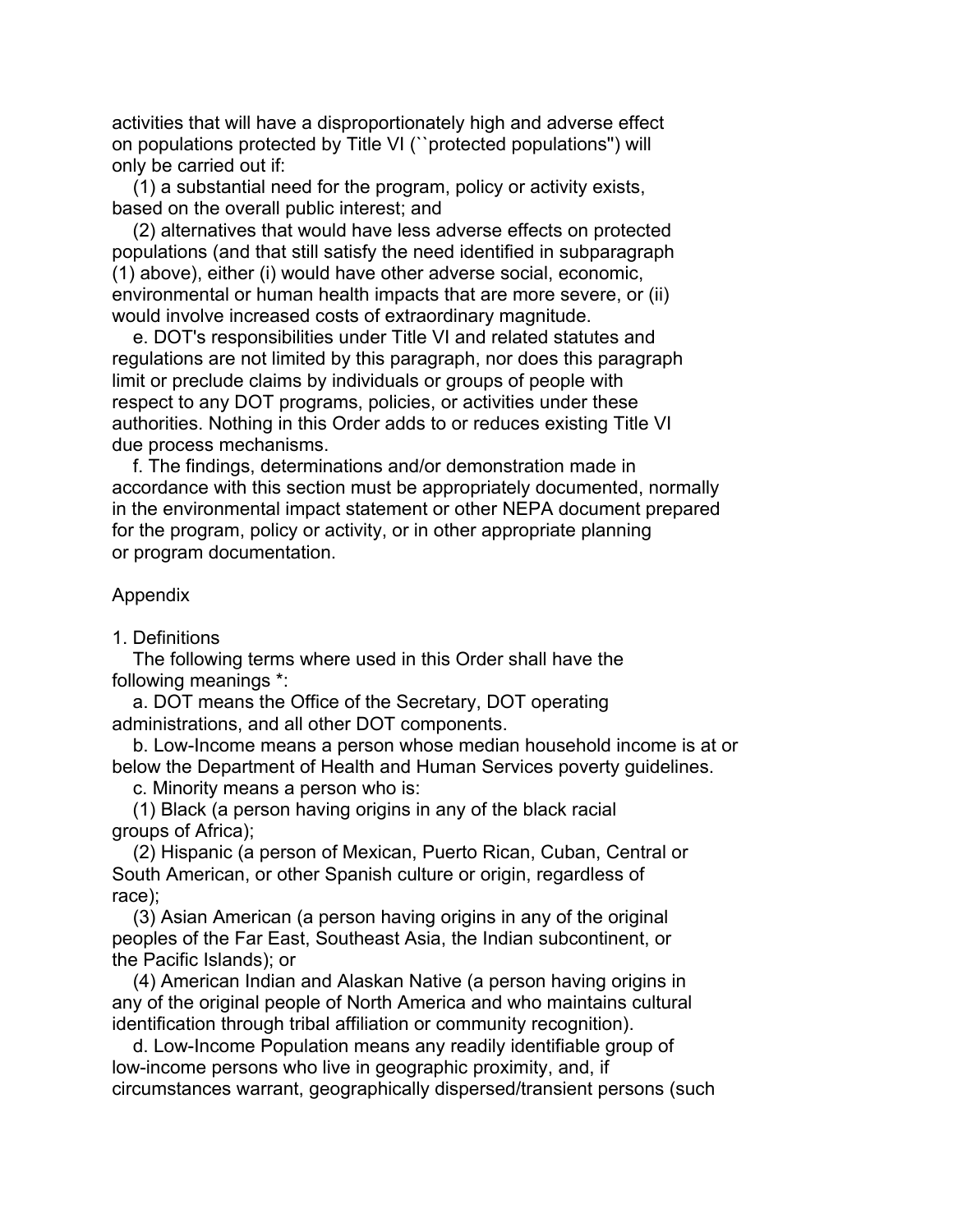activities that will have a disproportionately high and adverse effect on populations protected by Title VI (``protected populations'') will only be carried out if:

(1) a substantial need for the program, policy or activity exists, based on the overall public interest; and

(2) alternatives that would have less adverse effects on protected populations (and that still satisfy the need identified in subparagraph (1) above), either (i) would have other adverse social, economic, environmental or human health impacts that are more severe, or (ii) would involve increased costs of extraordinary magnitude.

e. DOT's responsibilities under Title VI and related statutes and regulations are not limited by this paragraph, nor does this paragraph limit or preclude claims by individuals or groups of people with respect to any DOT programs, policies, or activities under these authorities. Nothing in this Order adds to or reduces existing Title VI due process mechanisms.

f. The findings, determinations and/or demonstration made in accordance with this section must be appropriately documented, normally in the environmental impact statement or other NEPA document prepared for the program, policy or activity, or in other appropriate planning or program documentation.

## Appendix

### 1. Definitions

The following terms where used in this Order shall have the following meanings *:

a. DOT means the Office of the Secretary, DOT operating administrations, and all other DOT components.

b. Low-Income means a person whose median household income is at or below the Department of Health and Human Services poverty guidelines.

c. Minority means a person who is:

(1) Black (a person having origins in any of the black racial groups of Africa);

(2) Hispanic (a person of Mexican, Puerto Rican, Cuban, Central or South American, or other Spanish culture or origin, regardless of race);

(3) Asian American (a person having origins in any of the original peoples of the Far East, Southeast Asia, the Indian subcontinent, or the Pacific Islands); or

(4) American Indian and Alaskan Native (a person having origins in any of the original people of North America and who maintains cultural identification through tribal affiliation or community recognition).

d. Low-Income Population means any readily identifiable group of low-income persons who live in geographic proximity, and, if circumstances warrant, geographically dispersed/transient persons (such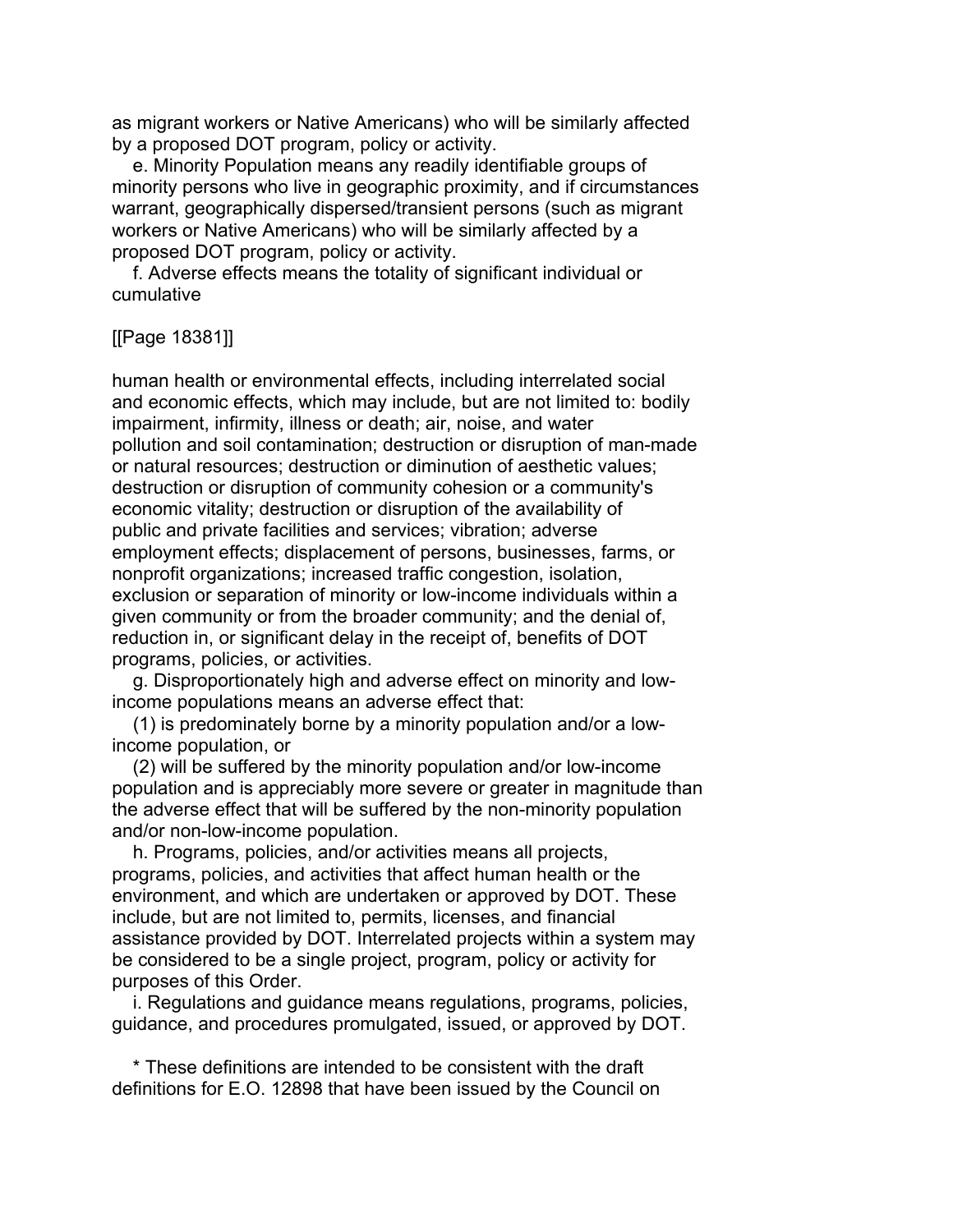as migrant workers or Native Americans) who will be similarly affected by a proposed DOT program, policy or activity.

e. Minority Population means any readily identifiable groups of minority persons who live in geographic proximity, and if circumstances warrant, geographically dispersed/transient persons (such as migrant workers or Native Americans) who will be similarly affected by a proposed DOT program, policy or activity.

f. Adverse effects means the totality of significant individual or cumulative

[[Page 18381]]

human health or environmental effects, including interrelated social and economic effects, which may include, but are not limited to: bodily impairment, infirmity, illness or death; air, noise, and water pollution and soil contamination; destruction or disruption of man-made or natural resources; destruction or diminution of aesthetic values; destruction or disruption of community cohesion or a community's economic vitality; destruction or disruption of the availability of public and private facilities and services; vibration; adverse employment effects; displacement of persons, businesses, farms, or nonprofit organizations; increased traffic congestion, isolation, exclusion or separation of minority or low-income individuals within a given community or from the broader community; and the denial of, reduction in, or significant delay in the receipt of, benefits of DOT programs, policies, or activities.

g. Disproportionately high and adverse effect on minority and low-income populations means an adverse effect that:

(1) is predominately borne by a minority population and/or a low-income population, or

(2) will be suffered by the minority population and/or low-income population and is appreciably more severe or greater in magnitude than the adverse effect that will be suffered by the non-minority population and/or non-low-income population.

h. Programs, policies, and/or activities means all projects, programs, policies, and activities that affect human health or the environment, and which are undertaken or approved by DOT. These include, but are not limited to, permits, licenses, and financial assistance provided by DOT. Interrelated projects within a system may be considered to be a single project, program, policy or activity for purposes of this Order.

i. Regulations and guidance means regulations, programs, policies, guidance, and procedures promulgated, issued, or approved by DOT.

* These definitions are intended to be consistent with the draft definitions for E.O. 12898 that have been issued by the Council on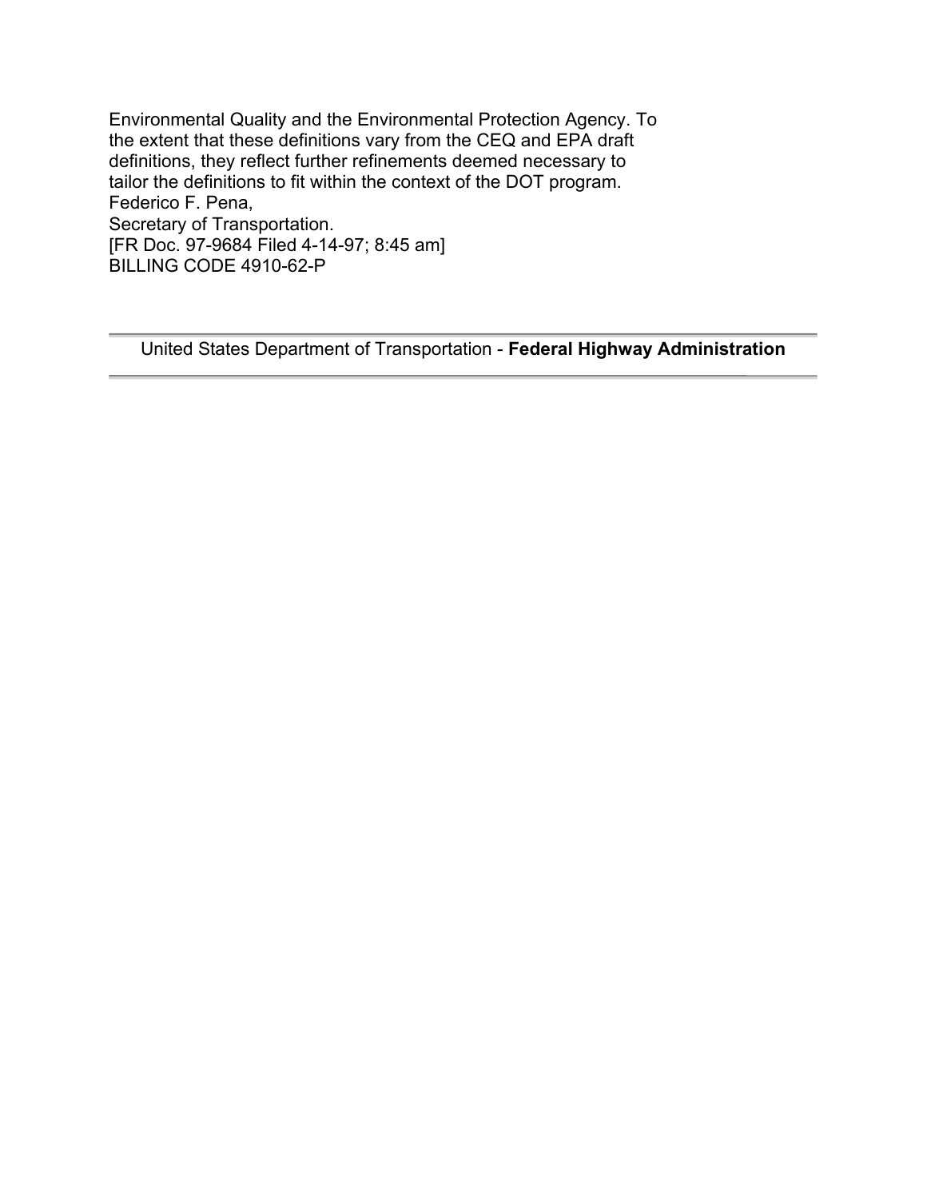Environmental Quality and the Environmental Protection Agency. To the extent that these definitions vary from the CEQ and EPA draft definitions, they reflect further refinements deemed necessary to tailor the definitions to fit within the context of the DOT program.

Federico F. Pena,
Secretary of Transportation.
[FR Doc. 97-9684 Filed 4-14-97; 8:45 am]
BILLING CODE 4910-62-P

---

United States Department of Transportation - **Federal Highway Administration**